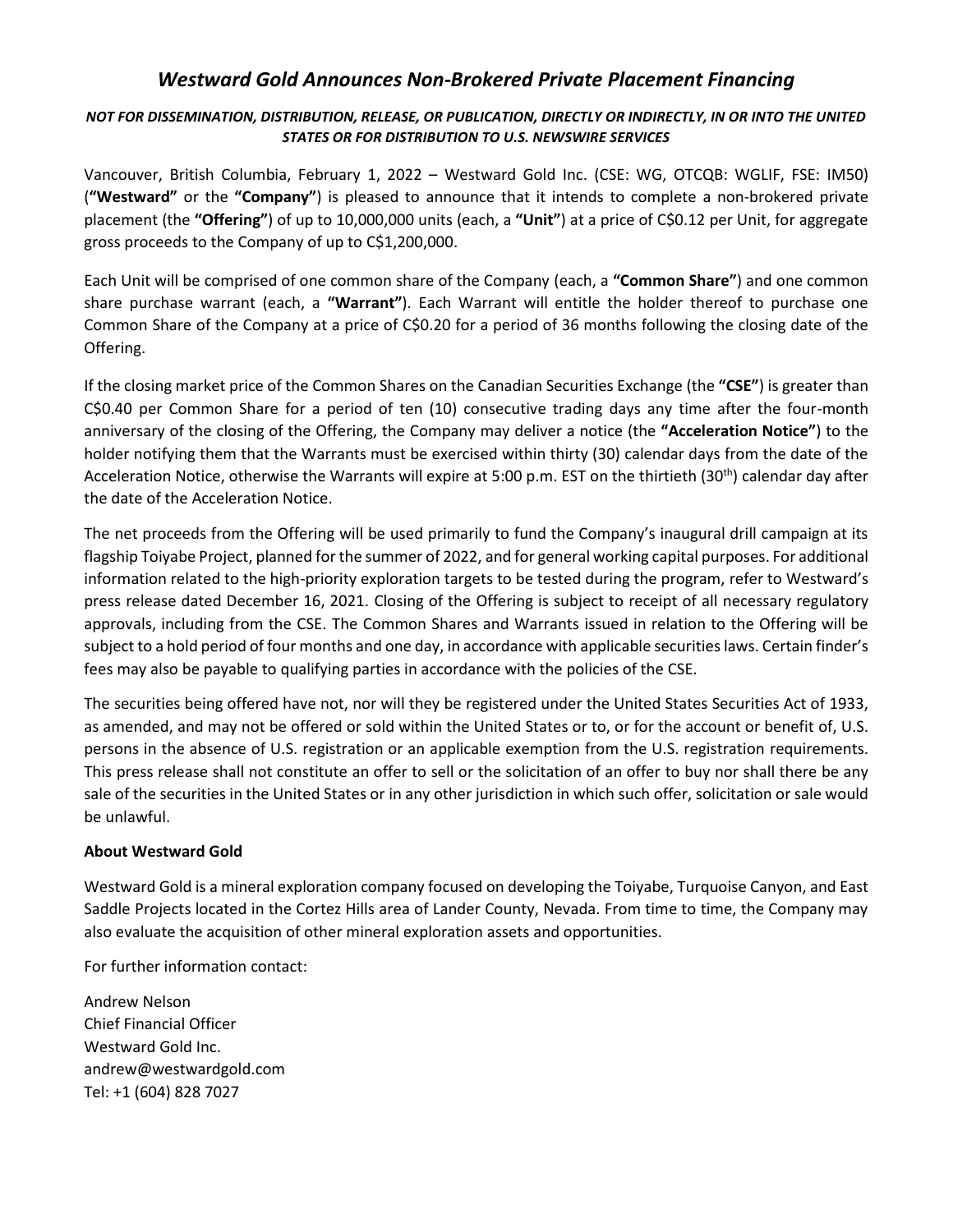# *Westward Gold Announces Non-Brokered Private Placement Financing*

***NOT FOR DISSEMINATION, DISTRIBUTION, RELEASE, OR PUBLICATION, DIRECTLY OR INDIRECTLY, IN OR INTO THE UNITED STATES OR FOR DISTRIBUTION TO U.S. NEWSWIRE SERVICES***

Vancouver, British Columbia, February 1, 2022 – Westward Gold Inc. (CSE: WG, OTCQB: WGLIF, FSE: IM50) (**"Westward"** or the **"Company"**) is pleased to announce that it intends to complete a non-brokered private placement (the **"Offering"**) of up to 10,000,000 units (each, a **"Unit"**) at a price of C$0.12 per Unit, for aggregate gross proceeds to the Company of up to C$1,200,000.

Each Unit will be comprised of one common share of the Company (each, a **"Common Share"**) and one common share purchase warrant (each, a **"Warrant"**). Each Warrant will entitle the holder thereof to purchase one Common Share of the Company at a price of C$0.20 for a period of 36 months following the closing date of the Offering.

If the closing market price of the Common Shares on the Canadian Securities Exchange (the **"CSE"**) is greater than C$0.40 per Common Share for a period of ten (10) consecutive trading days any time after the four-month anniversary of the closing of the Offering, the Company may deliver a notice (the **"Acceleration Notice"**) to the holder notifying them that the Warrants must be exercised within thirty (30) calendar days from the date of the Acceleration Notice, otherwise the Warrants will expire at 5:00 p.m. EST on the thirtieth (30th) calendar day after the date of the Acceleration Notice.

The net proceeds from the Offering will be used primarily to fund the Company's inaugural drill campaign at its flagship Toiyabe Project, planned for the summer of 2022, and for general working capital purposes. For additional information related to the high-priority exploration targets to be tested during the program, refer to Westward's press release dated December 16, 2021. Closing of the Offering is subject to receipt of all necessary regulatory approvals, including from the CSE. The Common Shares and Warrants issued in relation to the Offering will be subject to a hold period of four months and one day, in accordance with applicable securities laws. Certain finder's fees may also be payable to qualifying parties in accordance with the policies of the CSE.

The securities being offered have not, nor will they be registered under the United States Securities Act of 1933, as amended, and may not be offered or sold within the United States or to, or for the account or benefit of, U.S. persons in the absence of U.S. registration or an applicable exemption from the U.S. registration requirements. This press release shall not constitute an offer to sell or the solicitation of an offer to buy nor shall there be any sale of the securities in the United States or in any other jurisdiction in which such offer, solicitation or sale would be unlawful.

**About Westward Gold**

Westward Gold is a mineral exploration company focused on developing the Toiyabe, Turquoise Canyon, and East Saddle Projects located in the Cortez Hills area of Lander County, Nevada. From time to time, the Company may also evaluate the acquisition of other mineral exploration assets and opportunities.

For further information contact:

Andrew Nelson
Chief Financial Officer
Westward Gold Inc.
andrew@westwardgold.com
Tel: +1 (604) 828 7027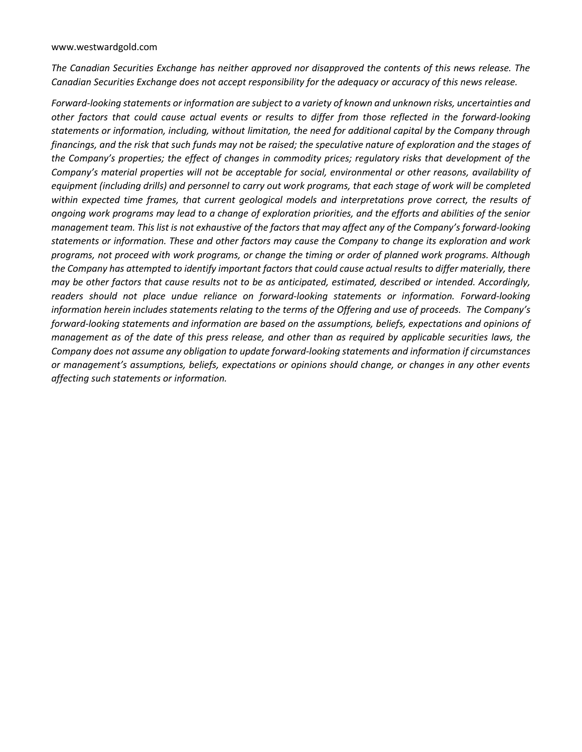www.westwardgold.com

*The Canadian Securities Exchange has neither approved nor disapproved the contents of this news release. The Canadian Securities Exchange does not accept responsibility for the adequacy or accuracy of this news release.*

*Forward-looking statements or information are subject to a variety of known and unknown risks, uncertainties and other factors that could cause actual events or results to differ from those reflected in the forward-looking statements or information, including, without limitation, the need for additional capital by the Company through financings, and the risk that such funds may not be raised; the speculative nature of exploration and the stages of the Company's properties; the effect of changes in commodity prices; regulatory risks that development of the Company's material properties will not be acceptable for social, environmental or other reasons, availability of equipment (including drills) and personnel to carry out work programs, that each stage of work will be completed within expected time frames, that current geological models and interpretations prove correct, the results of ongoing work programs may lead to a change of exploration priorities, and the efforts and abilities of the senior management team. This list is not exhaustive of the factors that may affect any of the Company's forward-looking statements or information. These and other factors may cause the Company to change its exploration and work programs, not proceed with work programs, or change the timing or order of planned work programs. Although the Company has attempted to identify important factors that could cause actual results to differ materially, there may be other factors that cause results not to be as anticipated, estimated, described or intended. Accordingly, readers should not place undue reliance on forward-looking statements or information. Forward-looking information herein includes statements relating to the terms of the Offering and use of proceeds. The Company's forward-looking statements and information are based on the assumptions, beliefs, expectations and opinions of management as of the date of this press release, and other than as required by applicable securities laws, the Company does not assume any obligation to update forward-looking statements and information if circumstances or management's assumptions, beliefs, expectations or opinions should change, or changes in any other events affecting such statements or information.*